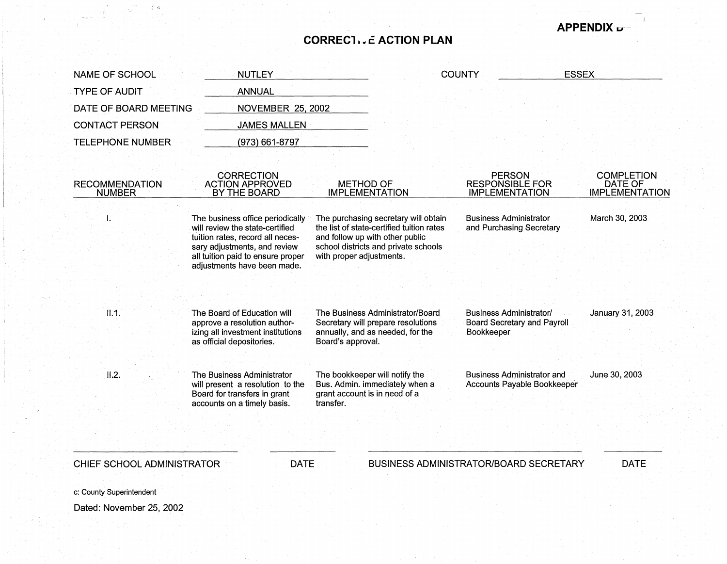**APPENDIX D**

# CORRECTIVE ACTION PLAN

| | | | |
|---|---|---|---|
| NAME OF SCHOOL | NUTLEY | COUNTY | ESSEX |
| TYPE OF AUDIT | ANNUAL | | |
| DATE OF BOARD MEETING | NOVEMBER 25, 2002 | | |
| CONTACT PERSON | JAMES MALLEN | | |
| TELEPHONE NUMBER | (973) 661-8797 | | |

| RECOMMENDATION NUMBER | CORRECTION ACTION APPROVED BY THE BOARD | METHOD OF IMPLEMENTATION | PERSON RESPONSIBLE FOR IMPLEMENTATION | COMPLETION DATE OF IMPLEMENTATION |
|---|---|---|---|---|
| I. | The business office periodically will review the state-certified tuition rates, record all necessary adjustments, and review all tuition paid to ensure proper adjustments have been made. | The purchasing secretary will obtain the list of state-certified tuition rates and follow up with other public school districts and private schools with proper adjustments. | Business Administrator and Purchasing Secretary | March 30, 2003 |
| II.1. | The Board of Education will approve a resolution authorizing all investment institutions as official depositories. | The Business Administrator/Board Secretary will prepare resolutions annually, and as needed, for the Board's approval. | Business Administrator/ Board Secretary and Payroll Bookkeeper | January 31, 2003 |
| II.2. | The Business Administrator will present a resolution to the Board for transfers in grant accounts on a timely basis. | The bookkeeper will notify the Bus. Admin. immediately when a grant account is in need of a transfer. | Business Administrator and Accounts Payable Bookkeeper | June 30, 2003 |

CHIEF SCHOOL ADMINISTRATOR ____________ DATE ____________

BUSINESS ADMINISTRATOR/BOARD SECRETARY ____________ DATE ____________

c: County Superintendent

Dated: November 25, 2002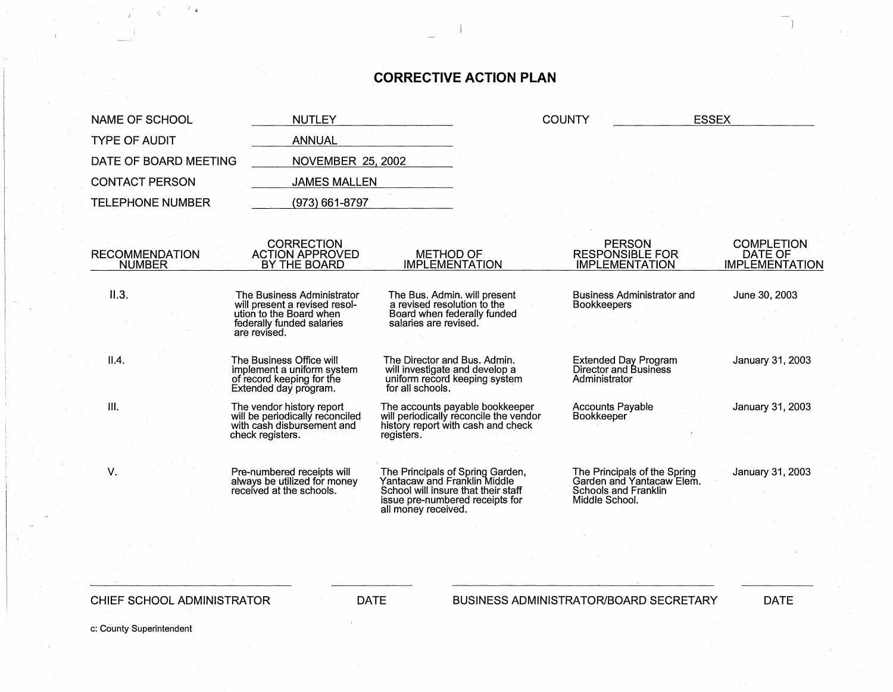# CORRECTIVE ACTION PLAN

| | | | |
|---|---|---|---|
| NAME OF SCHOOL | NUTLEY | COUNTY | ESSEX |
| TYPE OF AUDIT | ANNUAL | | |
| DATE OF BOARD MEETING | NOVEMBER 25, 2002 | | |
| CONTACT PERSON | JAMES MALLEN | | |
| TELEPHONE NUMBER | (973) 661-8797 | | |

| RECOMMENDATION NUMBER | CORRECTION ACTION APPROVED BY THE BOARD | METHOD OF IMPLEMENTATION | PERSON RESPONSIBLE FOR IMPLEMENTATION | COMPLETION DATE OF IMPLEMENTATION |
|---|---|---|---|---|
| II.3. | The Business Administrator will present a revised resolution to the Board when federally funded salaries are revised. | The Bus. Admin. will present a revised resolution to the Board when federally funded salaries are revised. | Business Administrator and Bookkeepers | June 30, 2003 |
| II.4. | The Business Office will implement a uniform system of record keeping for the Extended day program. | The Director and Bus. Admin. will investigate and develop a uniform record keeping system for all schools. | Extended Day Program Director and Business Administrator | January 31, 2003 |
| III. | The vendor history report will be periodically reconciled with cash disbursement and check registers. | The accounts payable bookkeeper will periodically reconcile the vendor history report with cash and check registers. | Accounts Payable Bookkeeper | January 31, 2003 |
| V. | Pre-numbered receipts will always be utilized for money received at the schools. | The Principals of Spring Garden, Yantacaw and Franklin Middle School will insure that their staff issue pre-numbered receipts for all money received. | The Principals of the Spring Garden and Yantacaw Elem. Schools and Franklin Middle School. | January 31, 2003 |

CHIEF SCHOOL ADMINISTRATOR DATE BUSINESS ADMINISTRATOR/BOARD SECRETARY DATE

c: County Superintendent